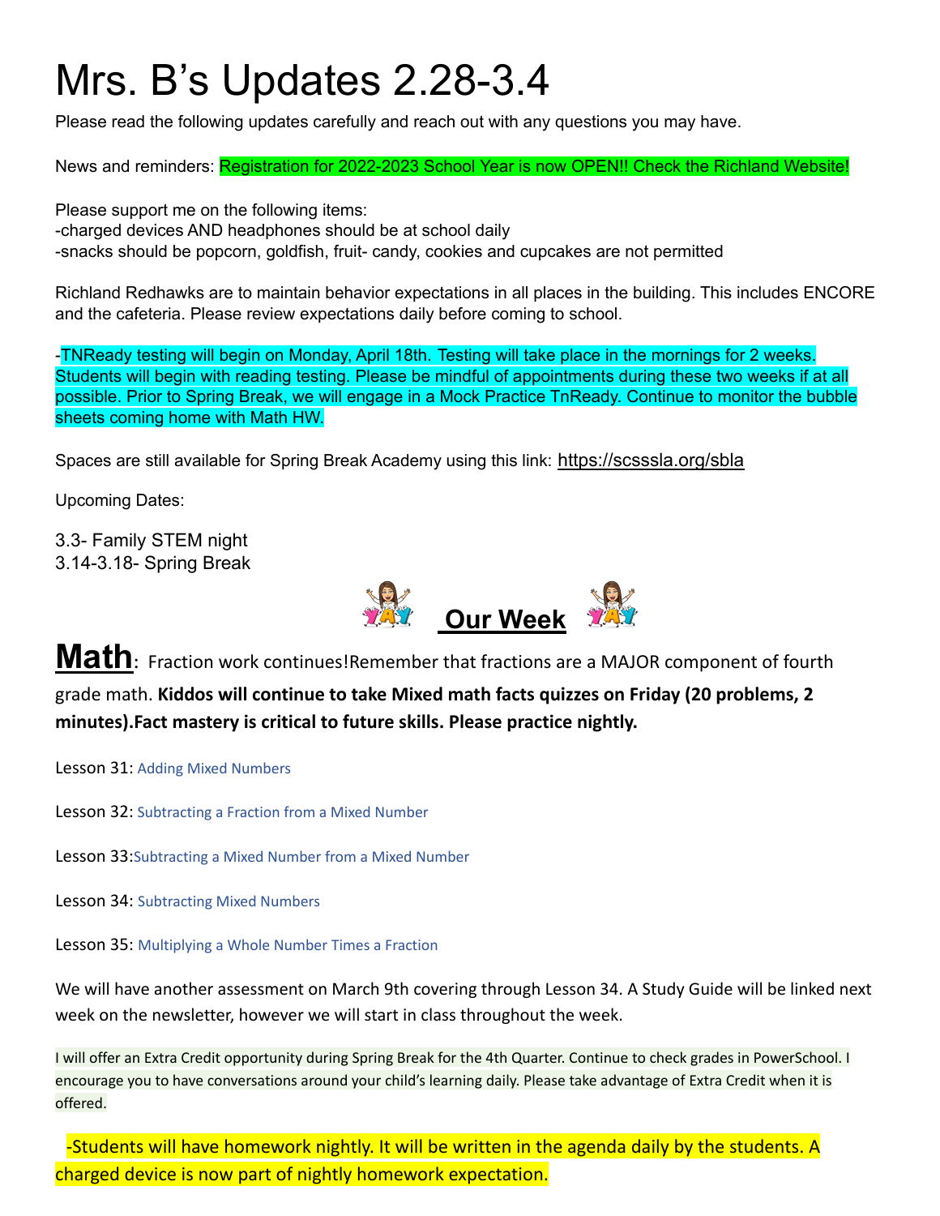# Mrs. B's Updates 2.28-3.4

Please read the following updates carefully and reach out with any questions you may have.

News and reminders: Registration for 2022-2023 School Year is now OPEN!! Check the Richland Website!

Please support me on the following items:
-charged devices AND headphones should be at school daily
-snacks should be popcorn, goldfish, fruit- candy, cookies and cupcakes are not permitted

Richland Redhawks are to maintain behavior expectations in all places in the building. This includes ENCORE and the cafeteria. Please review expectations daily before coming to school.

-TNReady testing will begin on Monday, April 18th. Testing will take place in the mornings for 2 weeks. Students will begin with reading testing. Please be mindful of appointments during these two weeks if at all possible. Prior to Spring Break, we will engage in a Mock Practice TnReady. Continue to monitor the bubble sheets coming home with Math HW.

Spaces are still available for Spring Break Academy using this link: https://scsssla.org/sbla

Upcoming Dates:

3.3- Family STEM night
3.14-3.18- Spring Break

## Our Week

**Math**: Fraction work continues!Remember that fractions are a MAJOR component of fourth grade math. **Kiddos will continue to take Mixed math facts quizzes on Friday (20 problems, 2 minutes).Fact mastery is critical to future skills. Please practice nightly.**

Lesson 31: Adding Mixed Numbers

Lesson 32: Subtracting a Fraction from a Mixed Number

Lesson 33:Subtracting a Mixed Number from a Mixed Number

Lesson 34: Subtracting Mixed Numbers

Lesson 35: Multiplying a Whole Number Times a Fraction

We will have another assessment on March 9th covering through Lesson 34. A Study Guide will be linked next week on the newsletter, however we will start in class throughout the week.

I will offer an Extra Credit opportunity during Spring Break for the 4th Quarter. Continue to check grades in PowerSchool. I encourage you to have conversations around your child's learning daily. Please take advantage of Extra Credit when it is offered.

-Students will have homework nightly. It will be written in the agenda daily by the students. A charged device is now part of nightly homework expectation.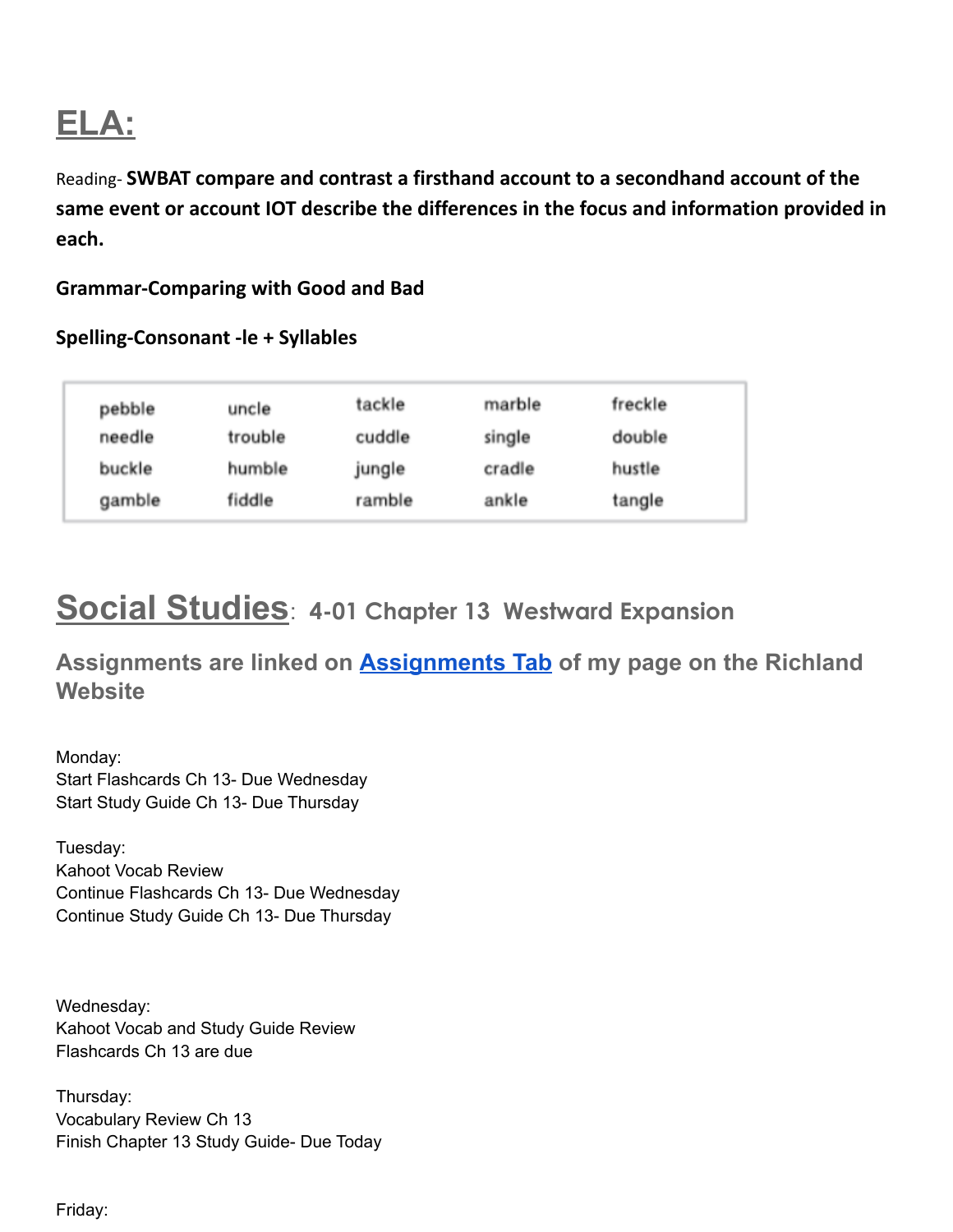# ELA:

Reading- **SWBAT compare and contrast a firsthand account to a secondhand account of the same event or account IOT describe the differences in the focus and information provided in each.**

**Grammar-Comparing with Good and Bad**

**Spelling-Consonant -le + Syllables**

| | | | | |
|---|---|---|---|---|
| pebble | uncle | tackle | marble | freckle |
| needle | trouble | cuddle | single | double |
| buckle | humble | jungle | cradle | hustle |
| gamble | fiddle | ramble | ankle | tangle |

# Social Studies: 4-01 Chapter 13 Westward Expansion

### Assignments are linked on [Assignments Tab](Assignments Tab) of my page on the Richland Website

Monday:
Start Flashcards Ch 13- Due Wednesday
Start Study Guide Ch 13- Due Thursday

Tuesday:
Kahoot Vocab Review
Continue Flashcards Ch 13- Due Wednesday
Continue Study Guide Ch 13- Due Thursday

Wednesday:
Kahoot Vocab and Study Guide Review
Flashcards Ch 13 are due

Thursday:
Vocabulary Review Ch 13
Finish Chapter 13 Study Guide- Due Today

Friday: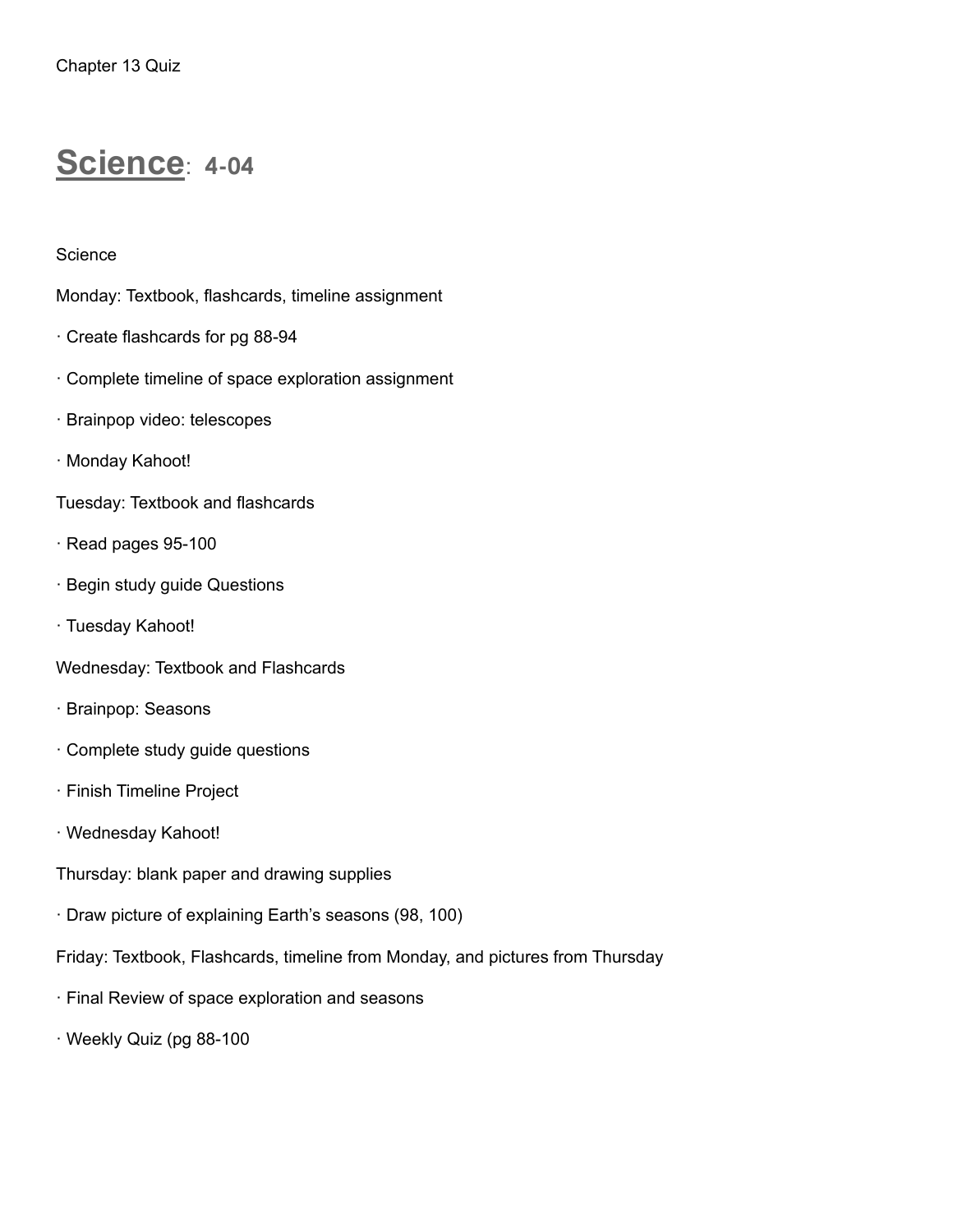Chapter 13 Quiz

# **Science**: 4-04

Science

Monday: Textbook, flashcards, timeline assignment

· Create flashcards for pg 88-94

· Complete timeline of space exploration assignment

· Brainpop video: telescopes

· Monday Kahoot!

Tuesday: Textbook and flashcards

· Read pages 95-100

· Begin study guide Questions

· Tuesday Kahoot!

Wednesday: Textbook and Flashcards

· Brainpop: Seasons

· Complete study guide questions

· Finish Timeline Project

· Wednesday Kahoot!

Thursday: blank paper and drawing supplies

· Draw picture of explaining Earth's seasons (98, 100)

Friday: Textbook, Flashcards, timeline from Monday, and pictures from Thursday

· Final Review of space exploration and seasons

· Weekly Quiz (pg 88-100